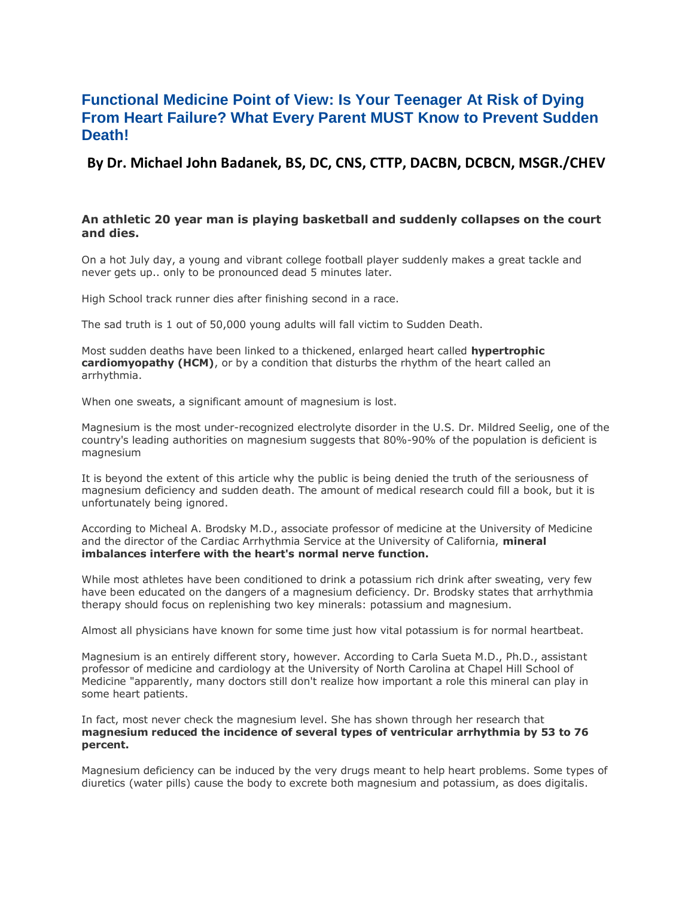# Functional Medicine Point of View: Is Your Teenager At Risk of Dying From Heart Failure? What Every Parent MUST Know to Prevent Sudden Death!

## By Dr. Michael John Badanek, BS, DC, CNS, CTTP, DACBN, DCBCN, MSGR./CHEV

**An athletic 20 year man is playing basketball and suddenly collapses on the court and dies.**

On a hot July day, a young and vibrant college football player suddenly makes a great tackle and never gets up.. only to be pronounced dead 5 minutes later.

High School track runner dies after finishing second in a race.

The sad truth is 1 out of 50,000 young adults will fall victim to Sudden Death.

Most sudden deaths have been linked to a thickened, enlarged heart called **hypertrophic cardiomyopathy (HCM)**, or by a condition that disturbs the rhythm of the heart called an arrhythmia.

When one sweats, a significant amount of magnesium is lost.

Magnesium is the most under-recognized electrolyte disorder in the U.S. Dr. Mildred Seelig, one of the country's leading authorities on magnesium suggests that 80%-90% of the population is deficient is magnesium

It is beyond the extent of this article why the public is being denied the truth of the seriousness of magnesium deficiency and sudden death. The amount of medical research could fill a book, but it is unfortunately being ignored.

According to Micheal A. Brodsky M.D., associate professor of medicine at the University of Medicine and the director of the Cardiac Arrhythmia Service at the University of California, **mineral imbalances interfere with the heart's normal nerve function.**

While most athletes have been conditioned to drink a potassium rich drink after sweating, very few have been educated on the dangers of a magnesium deficiency. Dr. Brodsky states that arrhythmia therapy should focus on replenishing two key minerals: potassium and magnesium.

Almost all physicians have known for some time just how vital potassium is for normal heartbeat.

Magnesium is an entirely different story, however. According to Carla Sueta M.D., Ph.D., assistant professor of medicine and cardiology at the University of North Carolina at Chapel Hill School of Medicine "apparently, many doctors still don't realize how important a role this mineral can play in some heart patients.

In fact, most never check the magnesium level. She has shown through her research that **magnesium reduced the incidence of several types of ventricular arrhythmia by 53 to 76 percent.**

Magnesium deficiency can be induced by the very drugs meant to help heart problems. Some types of diuretics (water pills) cause the body to excrete both magnesium and potassium, as does digitalis.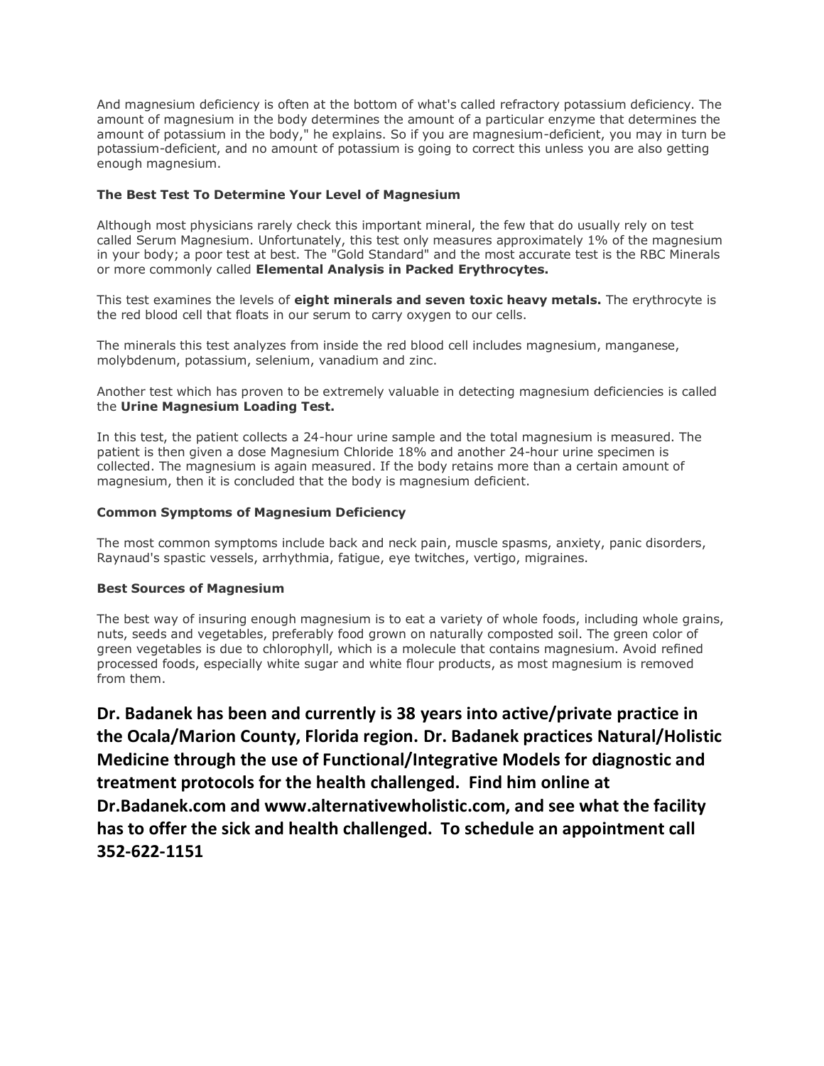And magnesium deficiency is often at the bottom of what's called refractory potassium deficiency. The amount of magnesium in the body determines the amount of a particular enzyme that determines the amount of potassium in the body," he explains. So if you are magnesium-deficient, you may in turn be potassium-deficient, and no amount of potassium is going to correct this unless you are also getting enough magnesium.

### The Best Test To Determine Your Level of Magnesium

Although most physicians rarely check this important mineral, the few that do usually rely on test called Serum Magnesium. Unfortunately, this test only measures approximately 1% of the magnesium in your body; a poor test at best. The "Gold Standard" and the most accurate test is the RBC Minerals or more commonly called **Elemental Analysis in Packed Erythrocytes.**

This test examines the levels of **eight minerals and seven toxic heavy metals.** The erythrocyte is the red blood cell that floats in our serum to carry oxygen to our cells.

The minerals this test analyzes from inside the red blood cell includes magnesium, manganese, molybdenum, potassium, selenium, vanadium and zinc.

Another test which has proven to be extremely valuable in detecting magnesium deficiencies is called the **Urine Magnesium Loading Test.**

In this test, the patient collects a 24-hour urine sample and the total magnesium is measured. The patient is then given a dose Magnesium Chloride 18% and another 24-hour urine specimen is collected. The magnesium is again measured. If the body retains more than a certain amount of magnesium, then it is concluded that the body is magnesium deficient.

### Common Symptoms of Magnesium Deficiency

The most common symptoms include back and neck pain, muscle spasms, anxiety, panic disorders, Raynaud's spastic vessels, arrhythmia, fatigue, eye twitches, vertigo, migraines.

### Best Sources of Magnesium

The best way of insuring enough magnesium is to eat a variety of whole foods, including whole grains, nuts, seeds and vegetables, preferably food grown on naturally composted soil. The green color of green vegetables is due to chlorophyll, which is a molecule that contains magnesium. Avoid refined processed foods, especially white sugar and white flour products, as most magnesium is removed from them.

**Dr. Badanek has been and currently is 38 years into active/private practice in the Ocala/Marion County, Florida region. Dr. Badanek practices Natural/Holistic Medicine through the use of Functional/Integrative Models for diagnostic and treatment protocols for the health challenged. Find him online at Dr.Badanek.com and www.alternativewholistic.com, and see what the facility has to offer the sick and health challenged. To schedule an appointment call 352-622-1151**